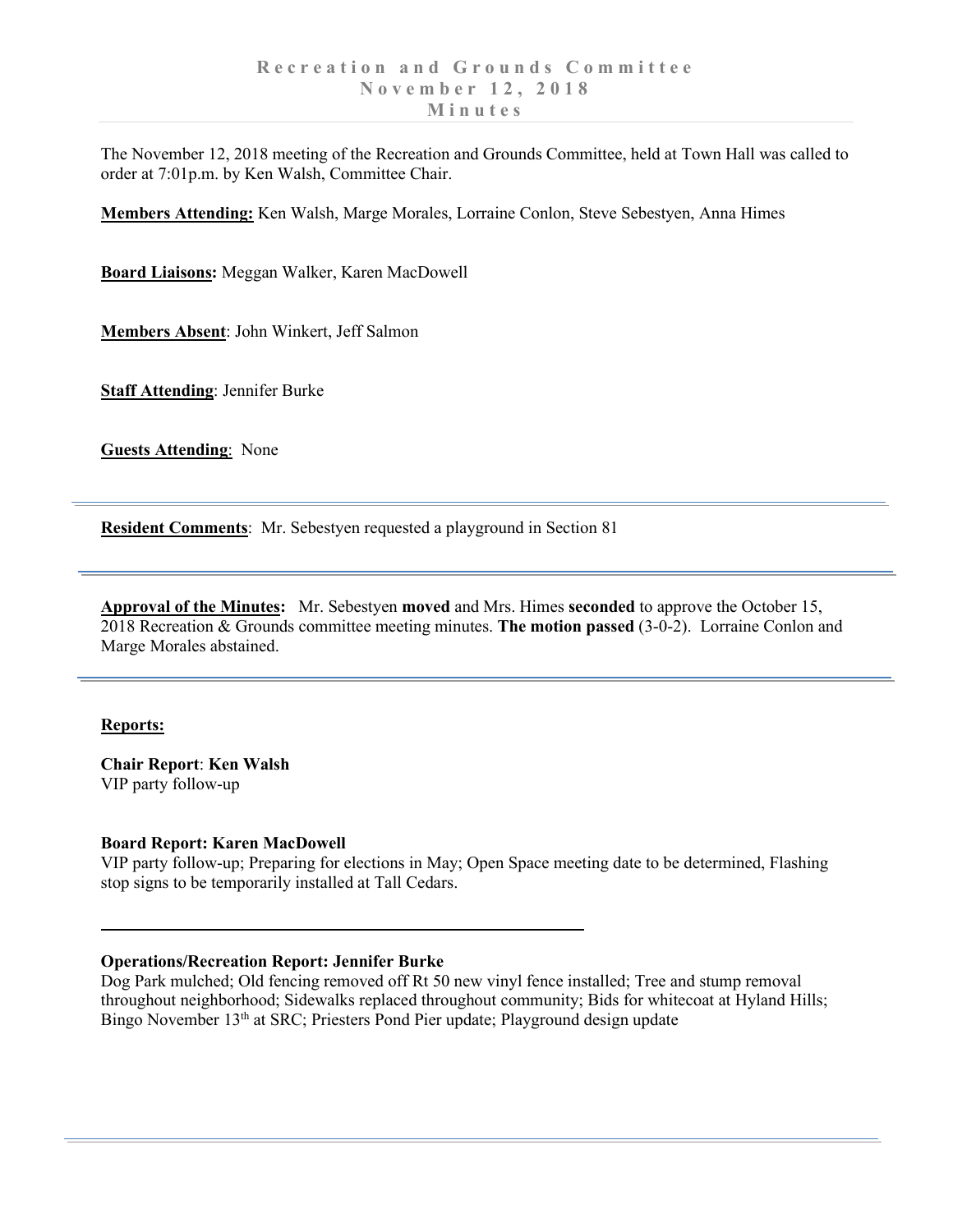# Recreation and Grounds Committee
## November 12, 2018
## Minutes

The November 12, 2018 meeting of the Recreation and Grounds Committee, held at Town Hall was called to order at 7:01p.m. by Ken Walsh, Committee Chair.

**Members Attending:** Ken Walsh, Marge Morales, Lorraine Conlon, Steve Sebestyen, Anna Himes

**Board Liaisons:** Meggan Walker, Karen MacDowell

**Members Absent**: John Winkert, Jeff Salmon

**Staff Attending**: Jennifer Burke

**Guests Attending**: None

---

**Resident Comments**: Mr. Sebestyen requested a playground in Section 81

---

**Approval of the Minutes:** Mr. Sebestyen **moved** and Mrs. Himes **seconded** to approve the October 15, 2018 Recreation & Grounds committee meeting minutes. **The motion passed** (3-0-2). Lorraine Conlon and Marge Morales abstained.

---

**Reports:**

**Chair Report**: **Ken Walsh**
VIP party follow-up

**Board Report: Karen MacDowell**
VIP party follow-up; Preparing for elections in May; Open Space meeting date to be determined, Flashing stop signs to be temporarily installed at Tall Cedars.

---

**Operations/Recreation Report: Jennifer Burke**
Dog Park mulched; Old fencing removed off Rt 50 new vinyl fence installed; Tree and stump removal throughout neighborhood; Sidewalks replaced throughout community; Bids for whitecoat at Hyland Hills; Bingo November 13th at SRC; Priesters Pond Pier update; Playground design update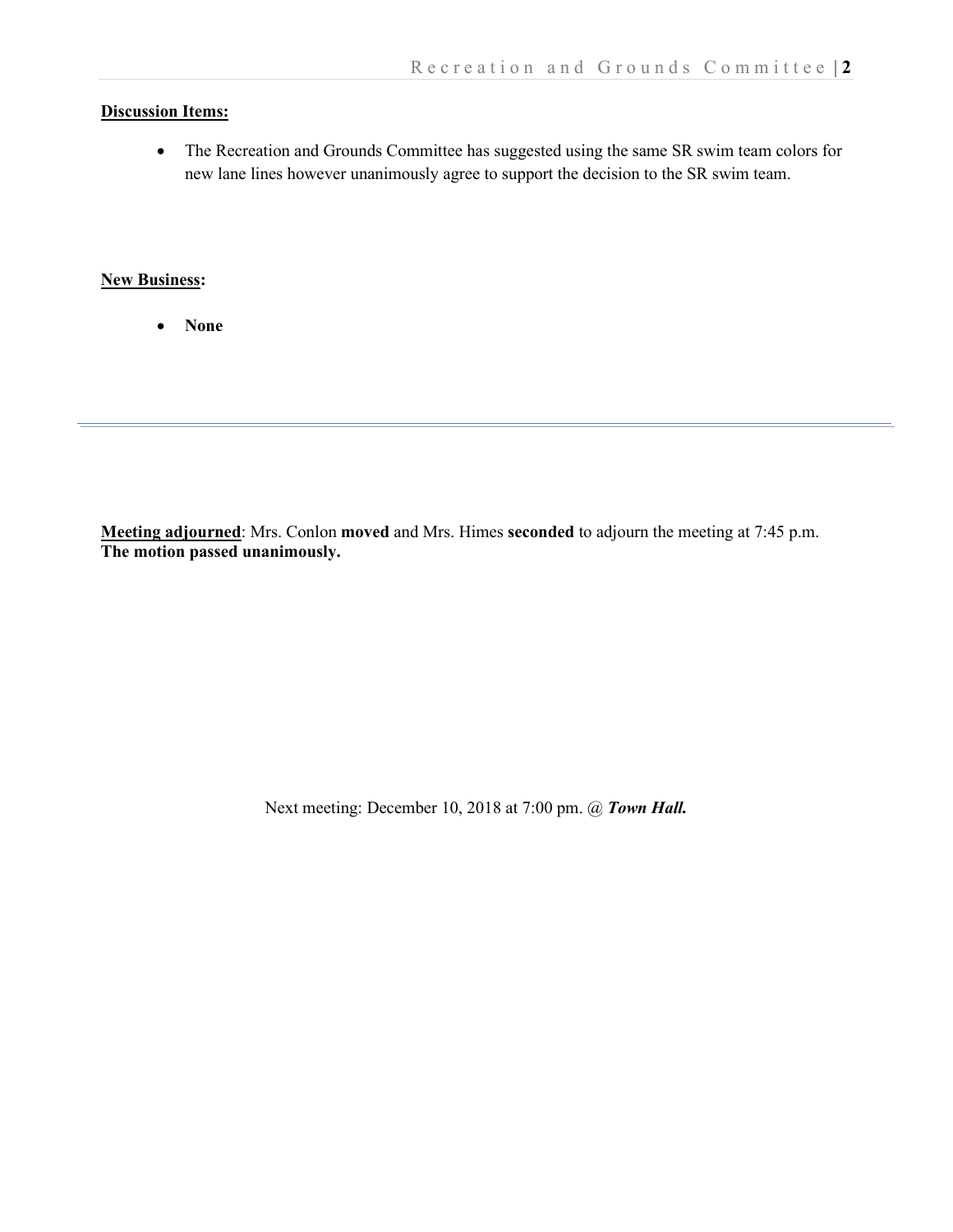**<u>Discussion Items:</u>**

- The Recreation and Grounds Committee has suggested using the same SR swim team colors for new lane lines however unanimously agree to support the decision to the SR swim team.

**<u>New Business</u>:**

- **None**

---

**<u>Meeting adjourned</u>**: Mrs. Conlon **moved** and Mrs. Himes **seconded** to adjourn the meeting at 7:45 p.m. **The motion passed unanimously.**

Next meeting: December 10, 2018 at 7:00 pm. @ ***Town Hall.***